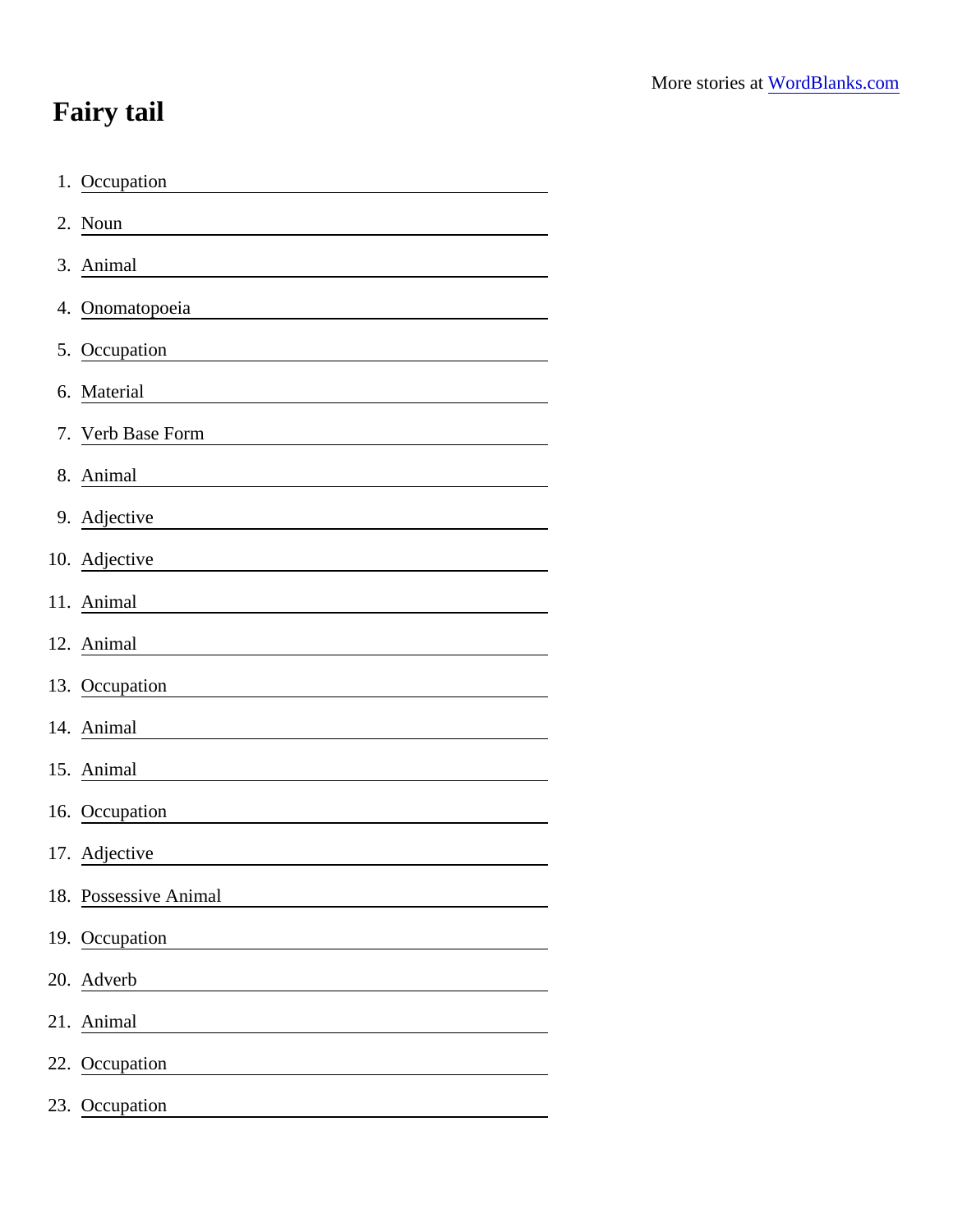More stories at [WordBlanks.com](https://WordBlanks.com)

# Fairy tail

1. Occupation ____________________
2. Noun ____________________
3. Animal ____________________
4. Onomatopoeia ____________________
5. Occupation ____________________
6. Material ____________________
7. Verb Base Form ____________________
8. Animal ____________________
9. Adjective ____________________
10. Adjective ____________________
11. Animal ____________________
12. Animal ____________________
13. Occupation ____________________
14. Animal ____________________
15. Animal ____________________
16. Occupation ____________________
17. Adjective ____________________
18. Possessive Animal ____________________
19. Occupation ____________________
20. Adverb ____________________
21. Animal ____________________
22. Occupation ____________________
23. Occupation ____________________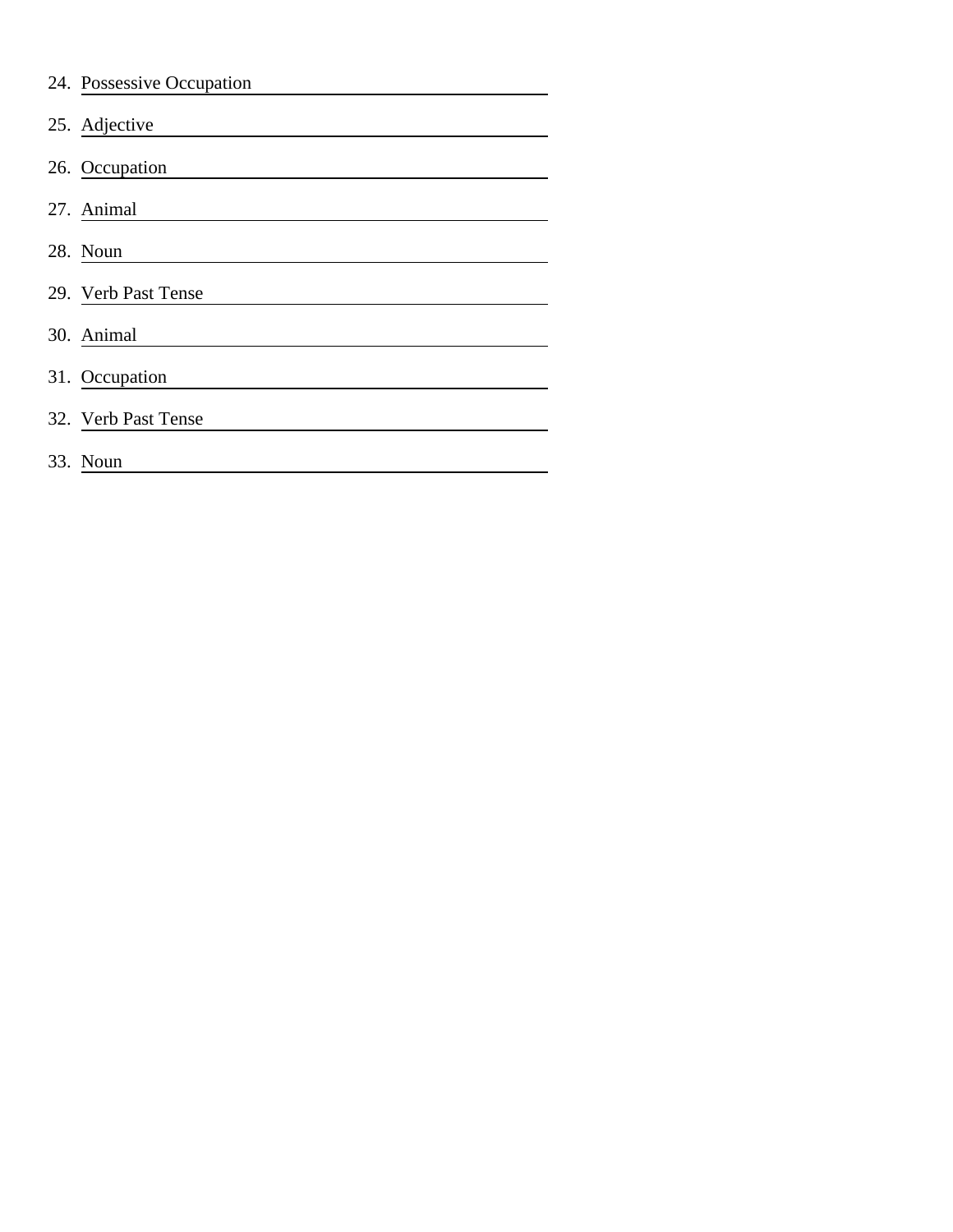24. Possessive Occupation \_\_\_\_\_\_\_\_\_\_\_\_\_\_\_\_\_\_\_\_

25. Adjective \_\_\_\_\_\_\_\_\_\_\_\_\_\_\_\_\_\_\_\_

26. Occupation \_\_\_\_\_\_\_\_\_\_\_\_\_\_\_\_\_\_\_\_

27. Animal \_\_\_\_\_\_\_\_\_\_\_\_\_\_\_\_\_\_\_\_

28. Noun \_\_\_\_\_\_\_\_\_\_\_\_\_\_\_\_\_\_\_\_

29. Verb Past Tense \_\_\_\_\_\_\_\_\_\_\_\_\_\_\_\_\_\_\_\_

30. Animal \_\_\_\_\_\_\_\_\_\_\_\_\_\_\_\_\_\_\_\_

31. Occupation \_\_\_\_\_\_\_\_\_\_\_\_\_\_\_\_\_\_\_\_

32. Verb Past Tense \_\_\_\_\_\_\_\_\_\_\_\_\_\_\_\_\_\_\_\_

33. Noun \_\_\_\_\_\_\_\_\_\_\_\_\_\_\_\_\_\_\_\_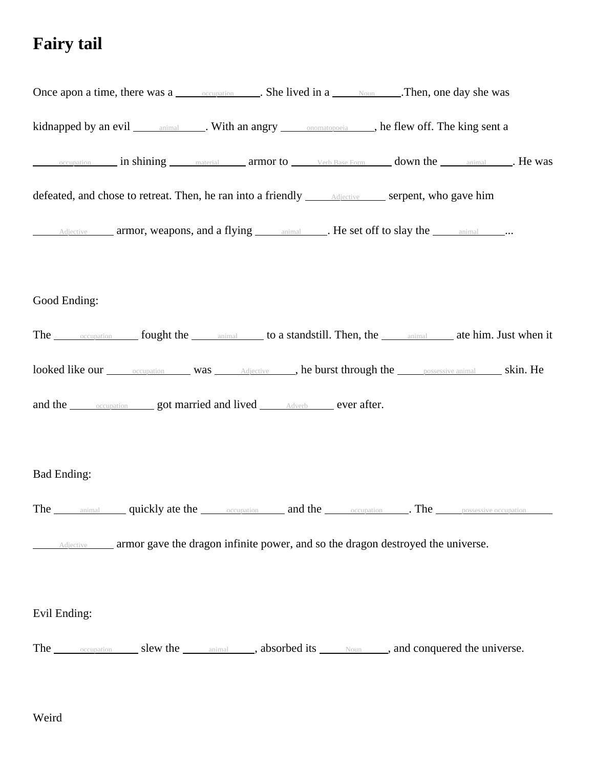# Fairy tail

Once apon a time, there was a ______occupation______. She lived in a ______Noun______.Then, one day she was kidnapped by an evil ______animal______. With an angry ______onomatopoeia______, he flew off. The king sent a ______occupation______ in shining ______material______ armor to ______Verb Base Form______ down the ______animal______. He was defeated, and chose to retreat. Then, he ran into a friendly ______Adjective______ serpent, who gave him ______Adjective______ armor, weapons, and a flying ______animal______. He set off to slay the ______animal______...

Good Ending:

The ______occupation______ fought the ______animal______ to a standstill. Then, the ______animal______ ate him. Just when it looked like our ______occupation______ was ______Adjective______, he burst through the ______possessive animal______ skin. He and the ______occupation______ got married and lived ______Adverb______ ever after.

Bad Ending:

The ______animal______ quickly ate the ______occupation______ and the ______occupation______. The ______possessive occupation______ ______Adjective______ armor gave the dragon infinite power, and so the dragon destroyed the universe.

Evil Ending:

The ______occupation______ slew the ______animal______, absorbed its ______Noun______, and conquered the universe.

Weird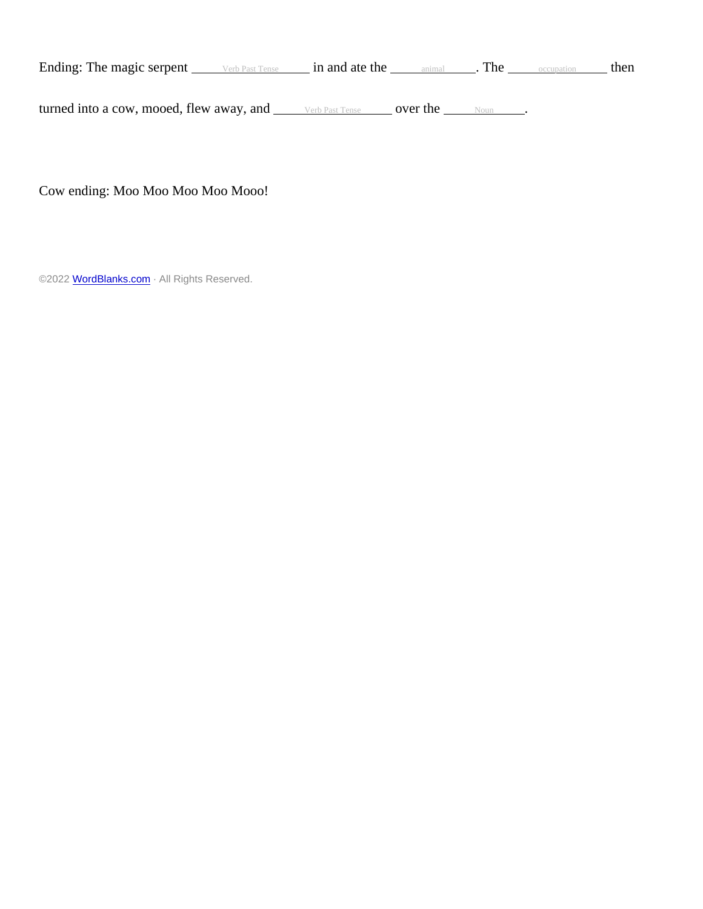Ending: The magic serpent ____Verb Past Tense____ in and ate the ____animal____. The ____occupation____ then turned into a cow, mooed, flew away, and ____Verb Past Tense____ over the ____Noun____.

Cow ending: Moo Moo Moo Moo Mooo!

©2022 WordBlanks.com · All Rights Reserved.